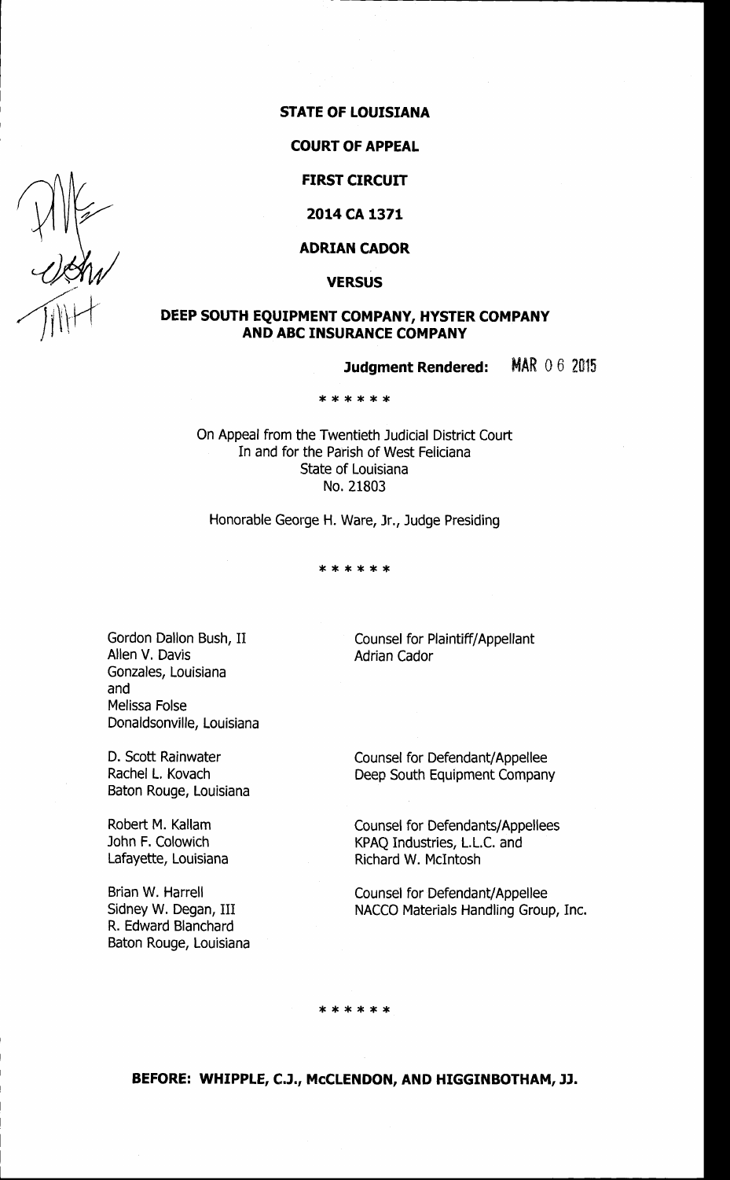**STATE OF LOUISIANA**

**COURT OF APPEAL**

**FIRST CIRCUIT**

**2014 CA 1371**

**ADRIAN CADOR**

**VERSUS**

**DEEP SOUTH EQUIPMENT COMPANY, HYSTER COMPANY AND ABC INSURANCE COMPANY**

**Judgment Rendered:** MAR 06 2015

\* \* \* \* \* \*

On Appeal from the Twentieth Judicial District Court
In and for the Parish of West Feliciana
State of Louisiana
No. 21803

Honorable George H. Ware, Jr., Judge Presiding

\* \* \* \* \* \*

| | |
|---|---|
| Gordon Dallon Bush, II<br>Allen V. Davis<br>Gonzales, Louisiana<br>and<br>Melissa Folse<br>Donaldsonville, Louisiana | Counsel for Plaintiff/Appellant<br>Adrian Cador |
| D. Scott Rainwater<br>Rachel L. Kovach<br>Baton Rouge, Louisiana | Counsel for Defendant/Appellee<br>Deep South Equipment Company |
| Robert M. Kallam<br>John F. Colowich<br>Lafayette, Louisiana | Counsel for Defendants/Appellees<br>KPAQ Industries, L.L.C. and<br>Richard W. McIntosh |
| Brian W. Harrell<br>Sidney W. Degan, III<br>R. Edward Blanchard<br>Baton Rouge, Louisiana | Counsel for Defendant/Appellee<br>NACCO Materials Handling Group, Inc. |

\* \* \* \* \* \*

**BEFORE: WHIPPLE, C.J., McCLENDON, AND HIGGINBOTHAM, JJ.**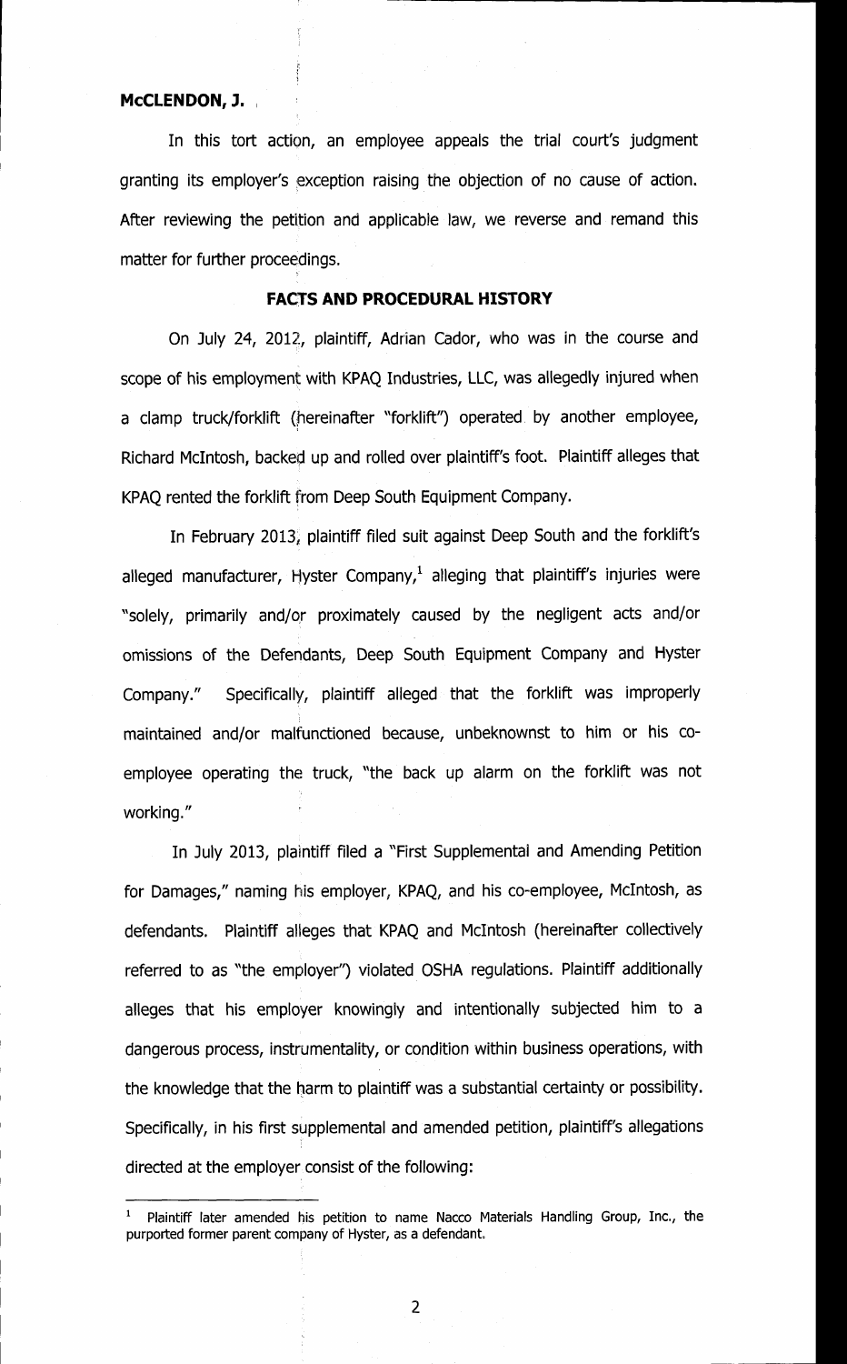**McCLENDON, J.**

In this tort action, an employee appeals the trial court's judgment granting its employer's exception raising the objection of no cause of action. After reviewing the petition and applicable law, we reverse and remand this matter for further proceedings.

## FACTS AND PROCEDURAL HISTORY

On July 24, 2012, plaintiff, Adrian Cador, who was in the course and scope of his employment with KPAQ Industries, LLC, was allegedly injured when a clamp truck/forklift (hereinafter "forklift") operated by another employee, Richard McIntosh, backed up and rolled over plaintiff's foot. Plaintiff alleges that KPAQ rented the forklift from Deep South Equipment Company.

In February 2013, plaintiff filed suit against Deep South and the forklift's alleged manufacturer, Hyster Company,[1] alleging that plaintiff's injuries were "solely, primarily and/or proximately caused by the negligent acts and/or omissions of the Defendants, Deep South Equipment Company and Hyster Company." Specifically, plaintiff alleged that the forklift was improperly maintained and/or malfunctioned because, unbeknownst to him or his co-employee operating the truck, "the back up alarm on the forklift was not working."

In July 2013, plaintiff filed a "First Supplemental and Amending Petition for Damages," naming his employer, KPAQ, and his co-employee, McIntosh, as defendants. Plaintiff alleges that KPAQ and McIntosh (hereinafter collectively referred to as "the employer") violated OSHA regulations. Plaintiff additionally alleges that his employer knowingly and intentionally subjected him to a dangerous process, instrumentality, or condition within business operations, with the knowledge that the harm to plaintiff was a substantial certainty or possibility. Specifically, in his first supplemental and amended petition, plaintiff's allegations directed at the employer consist of the following:

---

[1] Plaintiff later amended his petition to name Nacco Materials Handling Group, Inc., the purported former parent company of Hyster, as a defendant.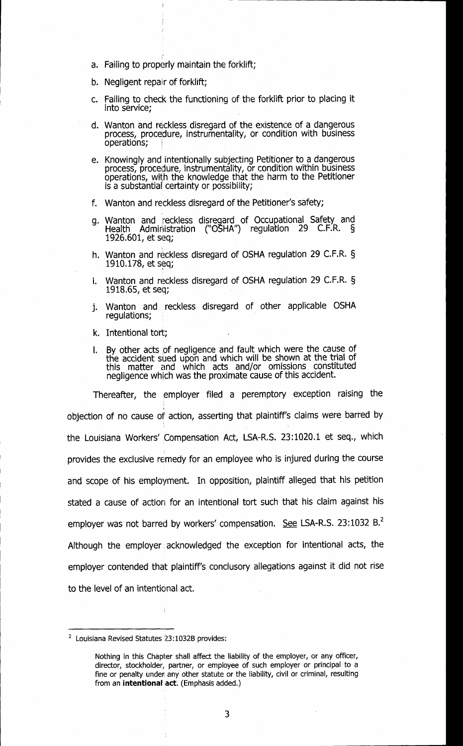a. Failing to properly maintain the forklift;

b. Negligent repair of forklift;

c. Failing to check the functioning of the forklift prior to placing it into service;

d. Wanton and reckless disregard of the existence of a dangerous process, procedure, instrumentality, or condition with business operations;

e. Knowingly and intentionally subjecting Petitioner to a dangerous process, procedure, instrumentality, or condition within business operations, with the knowledge that the harm to the Petitioner is a substantial certainty or possibility;

f. Wanton and reckless disregard of the Petitioner's safety;

g. Wanton and reckless disregard of Occupational Safety and Health Administration ("OSHA") regulation 29 C.F.R. § 1926.601, et seq;

h. Wanton and reckless disregard of OSHA regulation 29 C.F.R. § 1910.178, et seq;

i. Wanton and reckless disregard of OSHA regulation 29 C.F.R. § 1918.65, et seq;

j. Wanton and reckless disregard of other applicable OSHA regulations;

k. Intentional tort;

l. By other acts of negligence and fault which were the cause of the accident sued upon and which will be shown at the trial of this matter and which acts and/or omissions constituted negligence which was the proximate cause of this accident.

Thereafter, the employer filed a peremptory exception raising the objection of no cause of action, asserting that plaintiff's claims were barred by the Louisiana Workers' Compensation Act, LSA-R.S. 23:1020.1 et seq., which provides the exclusive remedy for an employee who is injured during the course and scope of his employment. In opposition, plaintiff alleged that his petition stated a cause of action for an intentional tort such that his claim against his employer was not barred by workers' compensation. See LSA-R.S. 23:1032 B.[2] Although the employer acknowledged the exception for intentional acts, the employer contended that plaintiff's conclusory allegations against it did not rise to the level of an intentional act.

---

[2] Louisiana Revised Statutes 23:1032B provides:

> Nothing in this Chapter shall affect the liability of the employer, or any officer, director, stockholder, partner, or employee of such employer or principal to a fine or penalty under any other statute or the liability, civil or criminal, resulting from an **intentional act**. (Emphasis added.)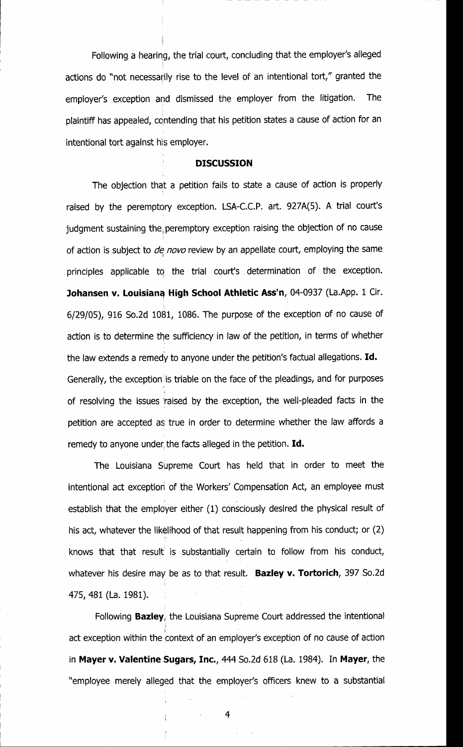Following a hearing, the trial court, concluding that the employer's alleged actions do "not necessarily rise to the level of an intentional tort," granted the employer's exception and dismissed the employer from the litigation. The plaintiff has appealed, contending that his petition states a cause of action for an intentional tort against his employer.

## DISCUSSION

The objection that a petition fails to state a cause of action is properly raised by the peremptory exception. LSA-C.C.P. art. 927A(5). A trial court's judgment sustaining the peremptory exception raising the objection of no cause of action is subject to *de novo* review by an appellate court, employing the same principles applicable to the trial court's determination of the exception. **Johansen v. Louisiana High School Athletic Ass'n**, 04-0937 (La.App. 1 Cir. 6/29/05), 916 So.2d 1081, 1086. The purpose of the exception of no cause of action is to determine the sufficiency in law of the petition, in terms of whether the law extends a remedy to anyone under the petition's factual allegations. **Id.** Generally, the exception is triable on the face of the pleadings, and for purposes of resolving the issues raised by the exception, the well-pleaded facts in the petition are accepted as true in order to determine whether the law affords a remedy to anyone under the facts alleged in the petition. **Id.**

The Louisiana Supreme Court has held that in order to meet the intentional act exception of the Workers' Compensation Act, an employee must establish that the employer either (1) consciously desired the physical result of his act, whatever the likelihood of that result happening from his conduct; or (2) knows that that result is substantially certain to follow from his conduct, whatever his desire may be as to that result. **Bazley v. Tortorich**, 397 So.2d 475, 481 (La. 1981).

Following **Bazley**, the Louisiana Supreme Court addressed the intentional act exception within the context of an employer's exception of no cause of action in **Mayer v. Valentine Sugars, Inc.**, 444 So.2d 618 (La. 1984). In **Mayer**, the "employee merely alleged that the employer's officers knew to a substantial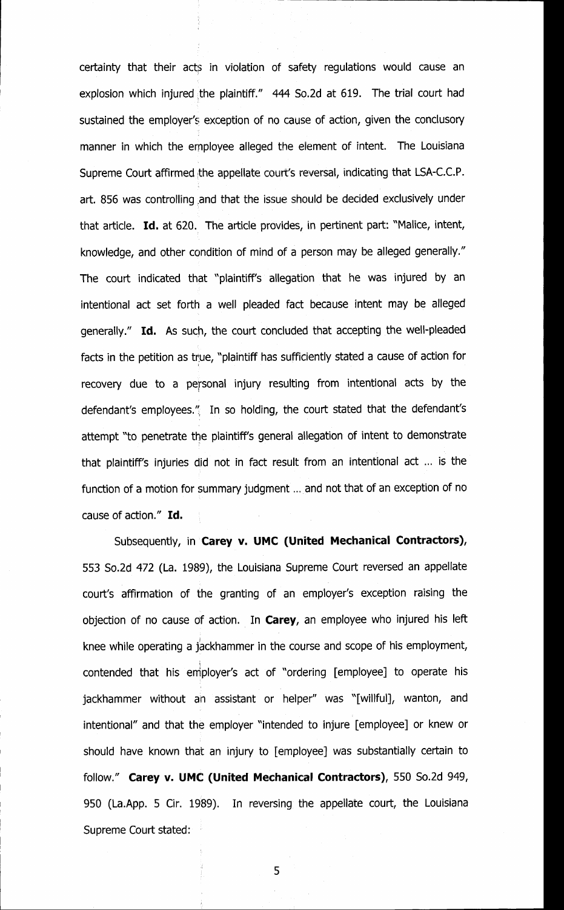certainty that their acts in violation of safety regulations would cause an explosion which injured the plaintiff." 444 So.2d at 619. The trial court had sustained the employer's exception of no cause of action, given the conclusory manner in which the employee alleged the element of intent. The Louisiana Supreme Court affirmed the appellate court's reversal, indicating that LSA-C.C.P. art. 856 was controlling and that the issue should be decided exclusively under that article. **Id.** at 620. The article provides, in pertinent part: "Malice, intent, knowledge, and other condition of mind of a person may be alleged generally." The court indicated that "plaintiff's allegation that he was injured by an intentional act set forth a well pleaded fact because intent may be alleged generally." **Id.** As such, the court concluded that accepting the well-pleaded facts in the petition as true, "plaintiff has sufficiently stated a cause of action for recovery due to a personal injury resulting from intentional acts by the defendant's employees." In so holding, the court stated that the defendant's attempt "to penetrate the plaintiff's general allegation of intent to demonstrate that plaintiff's injuries did not in fact result from an intentional act ... is the function of a motion for summary judgment ... and not that of an exception of no cause of action." **Id.**

Subsequently, in **Carey v. UMC (United Mechanical Contractors)**, 553 So.2d 472 (La. 1989), the Louisiana Supreme Court reversed an appellate court's affirmation of the granting of an employer's exception raising the objection of no cause of action. In **Carey**, an employee who injured his left knee while operating a jackhammer in the course and scope of his employment, contended that his employer's act of "ordering [employee] to operate his jackhammer without an assistant or helper" was "[willful], wanton, and intentional" and that the employer "intended to injure [employee] or knew or should have known that an injury to [employee] was substantially certain to follow." **Carey v. UMC (United Mechanical Contractors)**, 550 So.2d 949, 950 (La.App. 5 Cir. 1989). In reversing the appellate court, the Louisiana Supreme Court stated: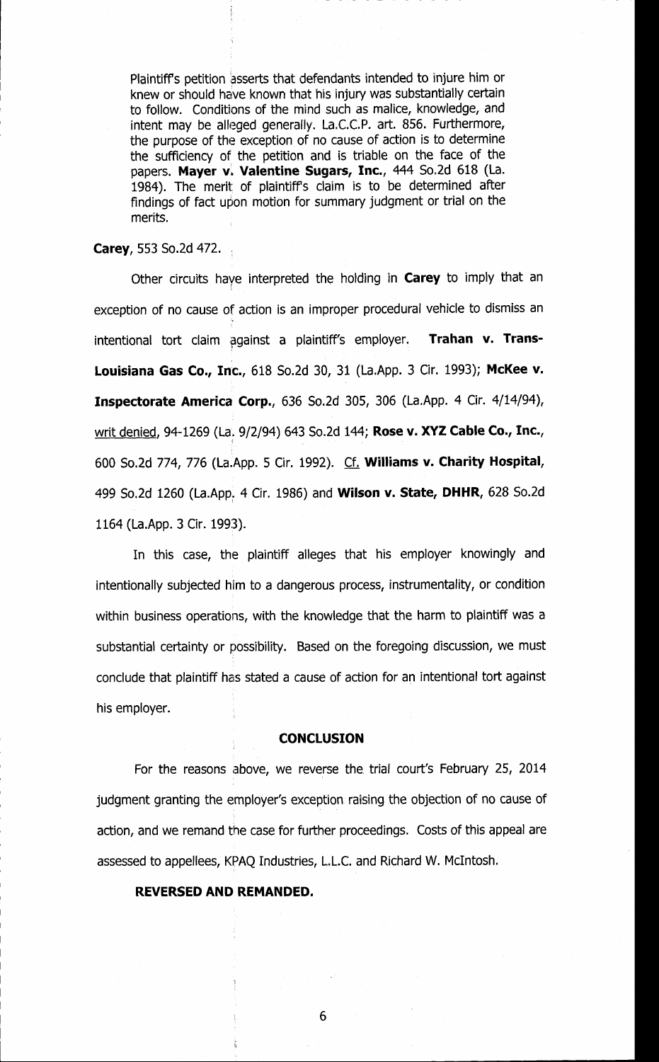> Plaintiff's petition asserts that defendants intended to injure him or knew or should have known that his injury was substantially certain to follow. Conditions of the mind such as malice, knowledge, and intent may be alleged generally. La.C.C.P. art. 856. Furthermore, the purpose of the exception of no cause of action is to determine the sufficiency of the petition and is triable on the face of the papers. **Mayer v. Valentine Sugars, Inc.**, 444 So.2d 618 (La. 1984). The merit of plaintiff's claim is to be determined after findings of fact upon motion for summary judgment or trial on the merits.

**Carey**, 553 So.2d 472.

Other circuits have interpreted the holding in **Carey** to imply that an exception of no cause of action is an improper procedural vehicle to dismiss an intentional tort claim against a plaintiff's employer. **Trahan v. Trans-Louisiana Gas Co., Inc.**, 618 So.2d 30, 31 (La.App. 3 Cir. 1993); **McKee v. Inspectorate America Corp.**, 636 So.2d 305, 306 (La.App. 4 Cir. 4/14/94), writ denied, 94-1269 (La. 9/2/94) 643 So.2d 144; **Rose v. XYZ Cable Co., Inc.**, 600 So.2d 774, 776 (La.App. 5 Cir. 1992). Cf. **Williams v. Charity Hospital**, 499 So.2d 1260 (La.App. 4 Cir. 1986) and **Wilson v. State, DHHR**, 628 So.2d 1164 (La.App. 3 Cir. 1993).

In this case, the plaintiff alleges that his employer knowingly and intentionally subjected him to a dangerous process, instrumentality, or condition within business operations, with the knowledge that the harm to plaintiff was a substantial certainty or possibility. Based on the foregoing discussion, we must conclude that plaintiff has stated a cause of action for an intentional tort against his employer.

## CONCLUSION

For the reasons above, we reverse the trial court's February 25, 2014 judgment granting the employer's exception raising the objection of no cause of action, and we remand the case for further proceedings. Costs of this appeal are assessed to appellees, KPAQ Industries, L.L.C. and Richard W. McIntosh.

**REVERSED AND REMANDED.**